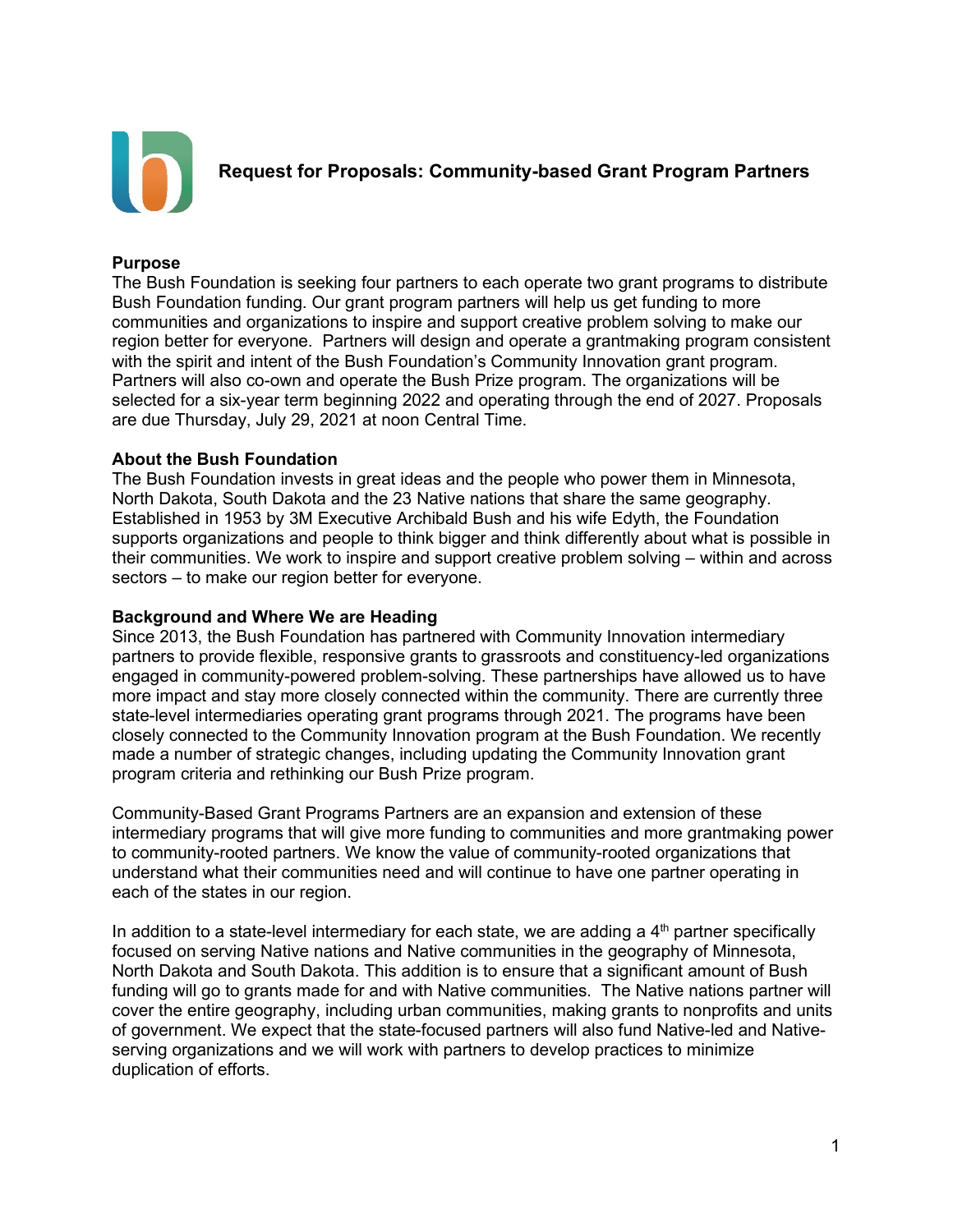# Request for Proposals: Community-based Grant Program Partners

**Purpose**

The Bush Foundation is seeking four partners to each operate two grant programs to distribute Bush Foundation funding. Our grant program partners will help us get funding to more communities and organizations to inspire and support creative problem solving to make our region better for everyone. Partners will design and operate a grantmaking program consistent with the spirit and intent of the Bush Foundation's Community Innovation grant program. Partners will also co-own and operate the Bush Prize program. The organizations will be selected for a six-year term beginning 2022 and operating through the end of 2027. Proposals are due Thursday, July 29, 2021 at noon Central Time.

**About the Bush Foundation**

The Bush Foundation invests in great ideas and the people who power them in Minnesota, North Dakota, South Dakota and the 23 Native nations that share the same geography. Established in 1953 by 3M Executive Archibald Bush and his wife Edyth, the Foundation supports organizations and people to think bigger and think differently about what is possible in their communities. We work to inspire and support creative problem solving – within and across sectors – to make our region better for everyone.

**Background and Where We are Heading**

Since 2013, the Bush Foundation has partnered with Community Innovation intermediary partners to provide flexible, responsive grants to grassroots and constituency-led organizations engaged in community-powered problem-solving. These partnerships have allowed us to have more impact and stay more closely connected within the community. There are currently three state-level intermediaries operating grant programs through 2021. The programs have been closely connected to the Community Innovation program at the Bush Foundation. We recently made a number of strategic changes, including updating the Community Innovation grant program criteria and rethinking our Bush Prize program.

Community-Based Grant Programs Partners are an expansion and extension of these intermediary programs that will give more funding to communities and more grantmaking power to community-rooted partners. We know the value of community-rooted organizations that understand what their communities need and will continue to have one partner operating in each of the states in our region.

In addition to a state-level intermediary for each state, we are adding a 4th partner specifically focused on serving Native nations and Native communities in the geography of Minnesota, North Dakota and South Dakota. This addition is to ensure that a significant amount of Bush funding will go to grants made for and with Native communities. The Native nations partner will cover the entire geography, including urban communities, making grants to nonprofits and units of government. We expect that the state-focused partners will also fund Native-led and Native-serving organizations and we will work with partners to develop practices to minimize duplication of efforts.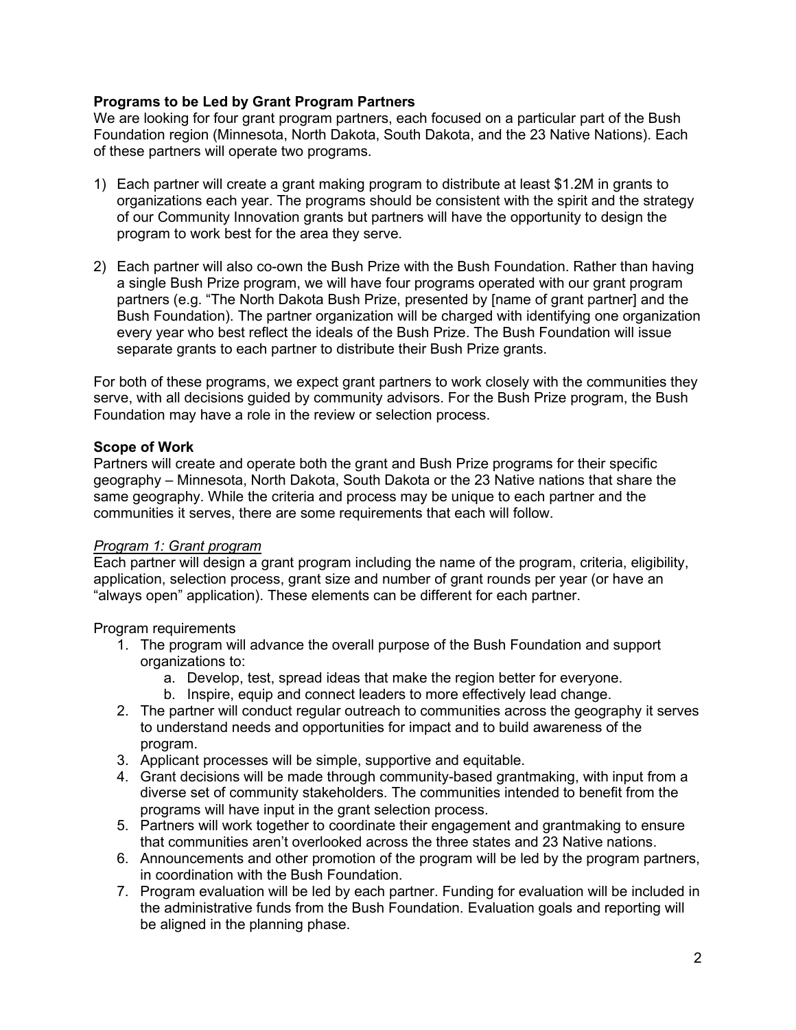**Programs to be Led by Grant Program Partners**

We are looking for four grant program partners, each focused on a particular part of the Bush Foundation region (Minnesota, North Dakota, South Dakota, and the 23 Native Nations). Each of these partners will operate two programs.

1) Each partner will create a grant making program to distribute at least $1.2M in grants to organizations each year. The programs should be consistent with the spirit and the strategy of our Community Innovation grants but partners will have the opportunity to design the program to work best for the area they serve.

2) Each partner will also co-own the Bush Prize with the Bush Foundation. Rather than having a single Bush Prize program, we will have four programs operated with our grant program partners (e.g. "The North Dakota Bush Prize, presented by [name of grant partner] and the Bush Foundation). The partner organization will be charged with identifying one organization every year who best reflect the ideals of the Bush Prize. The Bush Foundation will issue separate grants to each partner to distribute their Bush Prize grants.

For both of these programs, we expect grant partners to work closely with the communities they serve, with all decisions guided by community advisors. For the Bush Prize program, the Bush Foundation may have a role in the review or selection process.

**Scope of Work**

Partners will create and operate both the grant and Bush Prize programs for their specific geography – Minnesota, North Dakota, South Dakota or the 23 Native nations that share the same geography. While the criteria and process may be unique to each partner and the communities it serves, there are some requirements that each will follow.

*Program 1: Grant program*

Each partner will design a grant program including the name of the program, criteria, eligibility, application, selection process, grant size and number of grant rounds per year (or have an "always open" application). These elements can be different for each partner.

Program requirements

1. The program will advance the overall purpose of the Bush Foundation and support organizations to:
    a. Develop, test, spread ideas that make the region better for everyone.
    b. Inspire, equip and connect leaders to more effectively lead change.
2. The partner will conduct regular outreach to communities across the geography it serves to understand needs and opportunities for impact and to build awareness of the program.
3. Applicant processes will be simple, supportive and equitable.
4. Grant decisions will be made through community-based grantmaking, with input from a diverse set of community stakeholders. The communities intended to benefit from the programs will have input in the grant selection process.
5. Partners will work together to coordinate their engagement and grantmaking to ensure that communities aren't overlooked across the three states and 23 Native nations.
6. Announcements and other promotion of the program will be led by the program partners, in coordination with the Bush Foundation.
7. Program evaluation will be led by each partner. Funding for evaluation will be included in the administrative funds from the Bush Foundation. Evaluation goals and reporting will be aligned in the planning phase.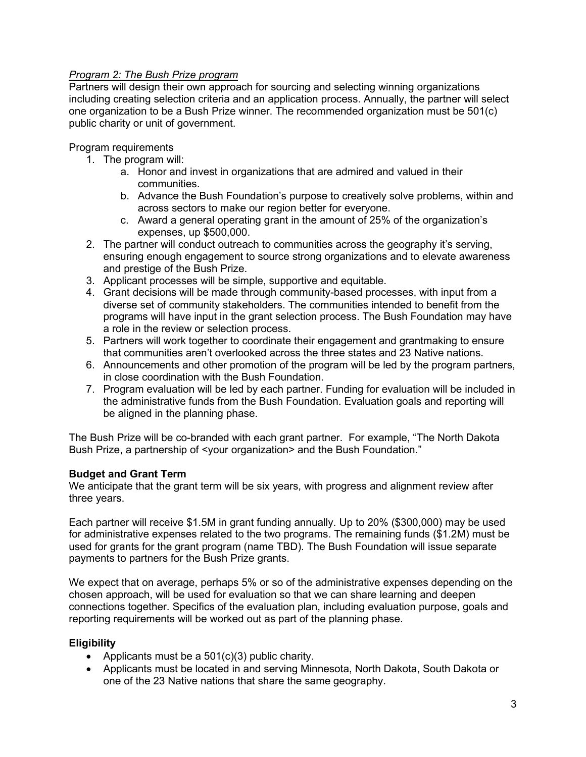*Program 2: The Bush Prize program*

Partners will design their own approach for sourcing and selecting winning organizations including creating selection criteria and an application process. Annually, the partner will select one organization to be a Bush Prize winner. The recommended organization must be 501(c) public charity or unit of government.

Program requirements

1. The program will:
    a. Honor and invest in organizations that are admired and valued in their communities.
    b. Advance the Bush Foundation's purpose to creatively solve problems, within and across sectors to make our region better for everyone.
    c. Award a general operating grant in the amount of 25% of the organization's expenses, up $500,000.
2. The partner will conduct outreach to communities across the geography it's serving, ensuring enough engagement to source strong organizations and to elevate awareness and prestige of the Bush Prize.
3. Applicant processes will be simple, supportive and equitable.
4. Grant decisions will be made through community-based processes, with input from a diverse set of community stakeholders. The communities intended to benefit from the programs will have input in the grant selection process. The Bush Foundation may have a role in the review or selection process.
5. Partners will work together to coordinate their engagement and grantmaking to ensure that communities aren't overlooked across the three states and 23 Native nations.
6. Announcements and other promotion of the program will be led by the program partners, in close coordination with the Bush Foundation.
7. Program evaluation will be led by each partner. Funding for evaluation will be included in the administrative funds from the Bush Foundation. Evaluation goals and reporting will be aligned in the planning phase.

The Bush Prize will be co-branded with each grant partner. For example, "The North Dakota Bush Prize, a partnership of <your organization> and the Bush Foundation."

**Budget and Grant Term**

We anticipate that the grant term will be six years, with progress and alignment review after three years.

Each partner will receive $1.5M in grant funding annually. Up to 20% ($300,000) may be used for administrative expenses related to the two programs. The remaining funds ($1.2M) must be used for grants for the grant program (name TBD). The Bush Foundation will issue separate payments to partners for the Bush Prize grants.

We expect that on average, perhaps 5% or so of the administrative expenses depending on the chosen approach, will be used for evaluation so that we can share learning and deepen connections together. Specifics of the evaluation plan, including evaluation purpose, goals and reporting requirements will be worked out as part of the planning phase.

**Eligibility**

- Applicants must be a 501(c)(3) public charity.
- Applicants must be located in and serving Minnesota, North Dakota, South Dakota or one of the 23 Native nations that share the same geography.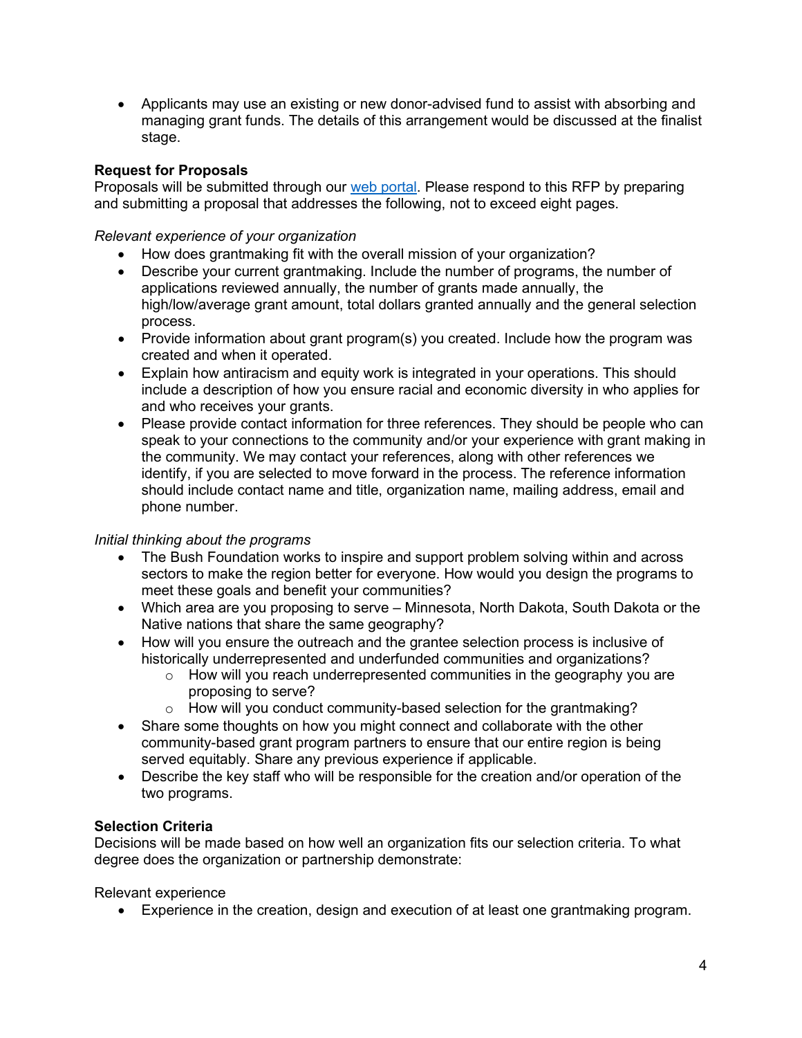- Applicants may use an existing or new donor-advised fund to assist with absorbing and managing grant funds. The details of this arrangement would be discussed at the finalist stage.

**Request for Proposals**

Proposals will be submitted through our [web portal](). Please respond to this RFP by preparing and submitting a proposal that addresses the following, not to exceed eight pages.

*Relevant experience of your organization*

- How does grantmaking fit with the overall mission of your organization?
- Describe your current grantmaking. Include the number of programs, the number of applications reviewed annually, the number of grants made annually, the high/low/average grant amount, total dollars granted annually and the general selection process.
- Provide information about grant program(s) you created. Include how the program was created and when it operated.
- Explain how antiracism and equity work is integrated in your operations. This should include a description of how you ensure racial and economic diversity in who applies for and who receives your grants.
- Please provide contact information for three references. They should be people who can speak to your connections to the community and/or your experience with grant making in the community. We may contact your references, along with other references we identify, if you are selected to move forward in the process. The reference information should include contact name and title, organization name, mailing address, email and phone number.

*Initial thinking about the programs*

- The Bush Foundation works to inspire and support problem solving within and across sectors to make the region better for everyone. How would you design the programs to meet these goals and benefit your communities?
- Which area are you proposing to serve – Minnesota, North Dakota, South Dakota or the Native nations that share the same geography?
- How will you ensure the outreach and the grantee selection process is inclusive of historically underrepresented and underfunded communities and organizations?
  - How will you reach underrepresented communities in the geography you are proposing to serve?
  - How will you conduct community-based selection for the grantmaking?
- Share some thoughts on how you might connect and collaborate with the other community-based grant program partners to ensure that our entire region is being served equitably. Share any previous experience if applicable.
- Describe the key staff who will be responsible for the creation and/or operation of the two programs.

**Selection Criteria**

Decisions will be made based on how well an organization fits our selection criteria. To what degree does the organization or partnership demonstrate:

Relevant experience

- Experience in the creation, design and execution of at least one grantmaking program.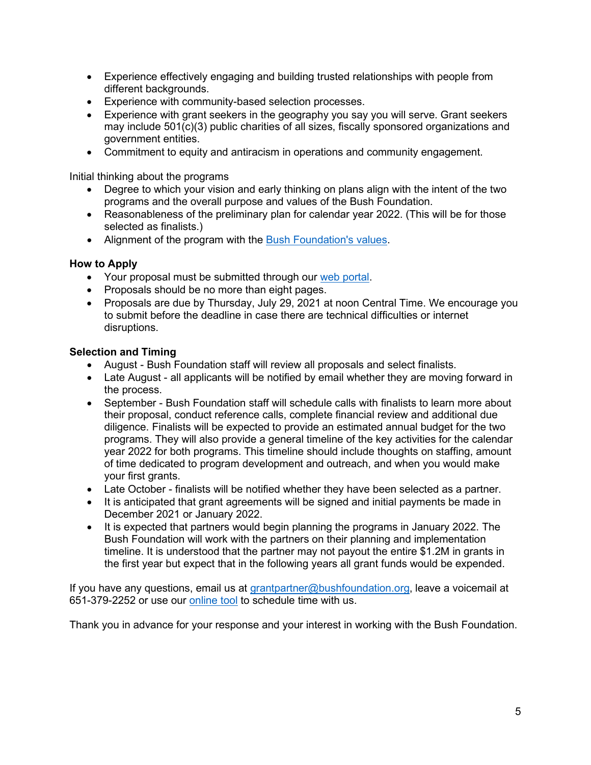- Experience effectively engaging and building trusted relationships with people from different backgrounds.
- Experience with community-based selection processes.
- Experience with grant seekers in the geography you say you will serve. Grant seekers may include 501(c)(3) public charities of all sizes, fiscally sponsored organizations and government entities.
- Commitment to equity and antiracism in operations and community engagement.

Initial thinking about the programs

- Degree to which your vision and early thinking on plans align with the intent of the two programs and the overall purpose and values of the Bush Foundation.
- Reasonableness of the preliminary plan for calendar year 2022. (This will be for those selected as finalists.)
- Alignment of the program with the Bush Foundation's values.

**How to Apply**

- Your proposal must be submitted through our web portal.
- Proposals should be no more than eight pages.
- Proposals are due by Thursday, July 29, 2021 at noon Central Time. We encourage you to submit before the deadline in case there are technical difficulties or internet disruptions.

**Selection and Timing**

- August - Bush Foundation staff will review all proposals and select finalists.
- Late August - all applicants will be notified by email whether they are moving forward in the process.
- September - Bush Foundation staff will schedule calls with finalists to learn more about their proposal, conduct reference calls, complete financial review and additional due diligence. Finalists will be expected to provide an estimated annual budget for the two programs. They will also provide a general timeline of the key activities for the calendar year 2022 for both programs. This timeline should include thoughts on staffing, amount of time dedicated to program development and outreach, and when you would make your first grants.
- Late October - finalists will be notified whether they have been selected as a partner.
- It is anticipated that grant agreements will be signed and initial payments be made in December 2021 or January 2022.
- It is expected that partners would begin planning the programs in January 2022. The Bush Foundation will work with the partners on their planning and implementation timeline. It is understood that the partner may not payout the entire $1.2M in grants in the first year but expect that in the following years all grant funds would be expended.

If you have any questions, email us at grantpartner@bushfoundation.org, leave a voicemail at 651-379-2252 or use our online tool to schedule time with us.

Thank you in advance for your response and your interest in working with the Bush Foundation.